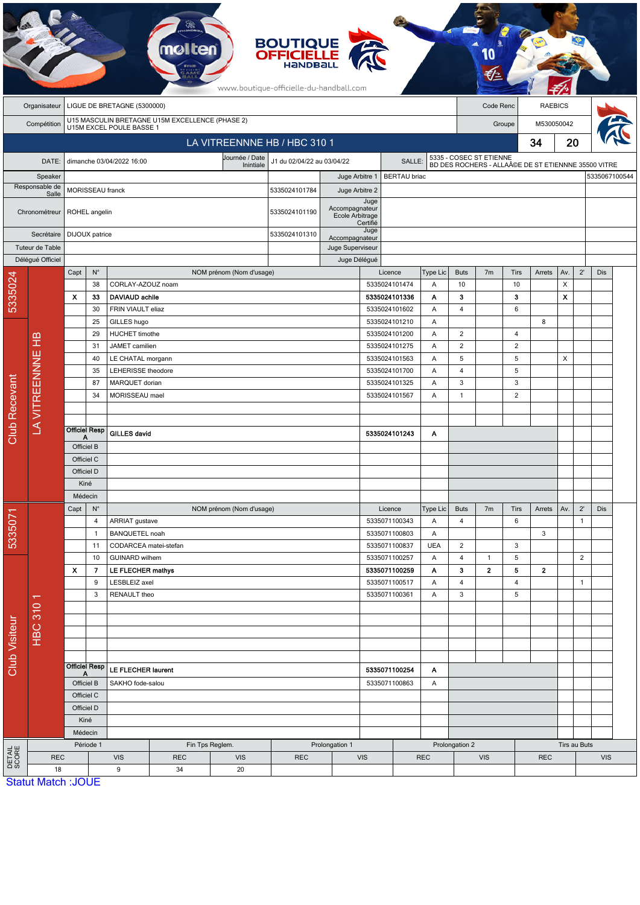BOUTIQUE OFFICIELLE HANDBALL

www.boutique-officielle-du-handball.com

| | | | |
|---|---|---|---|
| Organisateur | LIGUE DE BRETAGNE (5300000) | Code Renc | RAEBICS |
| Compétition | U15 MASCULIN BRETAGNE U15M EXCELLENCE (PHASE 2) U15M EXCEL POULE BASSE 1 | Groupe | M530050042 |

## LA VITREENNNE HB / HBC 310 1 — 34 / 20

| | | | | | |
|---|---|---|---|---|---|
| DATE: | dimanche 03/04/2022 16:00 | Journée / Date Initiale | J1 du 02/04/22 au 03/04/22 | SALLE: | 5335 - COSEC ST ETIENNE BD DES ROCHERS - ALLAÃ©E DE ST ETIENNNE 35500 VITRE |

| Rôle | Nom | Licence | Rôle | Nom | Licence |
|---|---|---|---|---|---|
| Speaker | | | Juge Arbitre 1 | BERTAU briac | 5335067100544 |
| Responsable de Salle | MORISSEAU franck | 5335024101784 | Juge Arbitre 2 | | |
| Chronométreur | ROHEL angelin | 5335024101190 | Juge Accompagnateur Ecole Arbitrage Certifié | | |
| Secrétaire | DIJOUX patrice | 5335024101310 | Juge Accompagnateur | | |
| Tuteur de Table | | | Juge Superviseur | | |
| Délégué Officiel | | | Juge Délégué | | |

### Club Recevant — 5335024 — LA VITREENNNE HB

| Capt | N° | NOM prénom (Nom d'usage) | Licence | Type Lic | Buts | 7m | Tirs | Arrets | Av. | 2' | Dis |
|---|---|---|---|---|---|---|---|---|---|---|---|
| | 38 | CORLAY-AZOUZ noam | 5335024101474 | A | 10 | | 10 | | X | | |
| X | 33 | **DAVIAUD achile** | **5335024101336** | **A** | **3** | | **3** | | **X** | | |
| | 30 | FRIN VIAULT eliaz | 5335024101602 | A | 4 | | 6 | | | | |
| | 25 | GILLES hugo | 5335024101210 | A | | | | 8 | | | |
| | 29 | HUCHET timothe | 5335024101200 | A | 2 | | 4 | | | | |
| | 31 | JAMET camilien | 5335024101275 | A | 2 | | 2 | | | | |
| | 40 | LE CHATAL morgann | 5335024101563 | A | 5 | | 5 | | X | | |
| | 35 | LEHERISSE theodore | 5335024101700 | A | 4 | | 5 | | | | |
| | 87 | MARQUET dorian | 5335024101325 | A | 3 | | 3 | | | | |
| | 34 | MORISSEAU mael | 5335024101567 | A | 1 | | 2 | | | | |
| Officiel Resp A | | **GILLES david** | **5335024101243** | **A** | | | | | | | |
| Officiel B | | | | | | | | | | | |
| Officiel C | | | | | | | | | | | |
| Officiel D | | | | | | | | | | | |
| Kiné | | | | | | | | | | | |
| Médecin | | | | | | | | | | | |

### Club Visiteur — 5335071 — HBC 310 1

| Capt | N° | NOM prénom (Nom d'usage) | Licence | Type Lic | Buts | 7m | Tirs | Arrets | Av. | 2' | Dis |
|---|---|---|---|---|---|---|---|---|---|---|---|
| | 4 | ARRIAT gustave | 5335071100343 | A | 4 | | 6 | | | 1 | |
| | 1 | BANQUETEL noah | 5335071100803 | A | | | | 3 | | | |
| | 11 | CODARCEA matei-stefan | 5335071100837 | UEA | 2 | | 3 | | | | |
| | 10 | GUINARD wilhem | 5335071100257 | A | 4 | 1 | 5 | | | 2 | |
| X | 7 | **LE FLECHER mathys** | **5335071100259** | **A** | **3** | **2** | **5** | **2** | | | |
| | 9 | LESBLEIZ axel | 5335071100517 | A | 4 | | 4 | | | 1 | |
| | 3 | RENAULT theo | 5335071100361 | A | 3 | | 5 | | | | |
| Officiel Resp A | | **LE FLECHER laurent** | **5335071100254** | **A** | | | | | | | |
| Officiel B | | SAKHO fode-salou | 5335071100863 | A | | | | | | | |
| Officiel C | | | | | | | | | | | |
| Officiel D | | | | | | | | | | | |
| Kiné | | | | | | | | | | | |
| Médecin | | | | | | | | | | | |

### DETAIL SCORE

| Période 1 | | Fin Tps Reglem. | | Prolongation 1 | | Prolongation 2 | | Tirs au Buts | |
|---|---|---|---|---|---|---|---|---|---|
| REC | VIS | REC | VIS | REC | VIS | REC | VIS | REC | VIS |
| 18 | 9 | 34 | 20 | | | | | | |

Statut Match :JOUE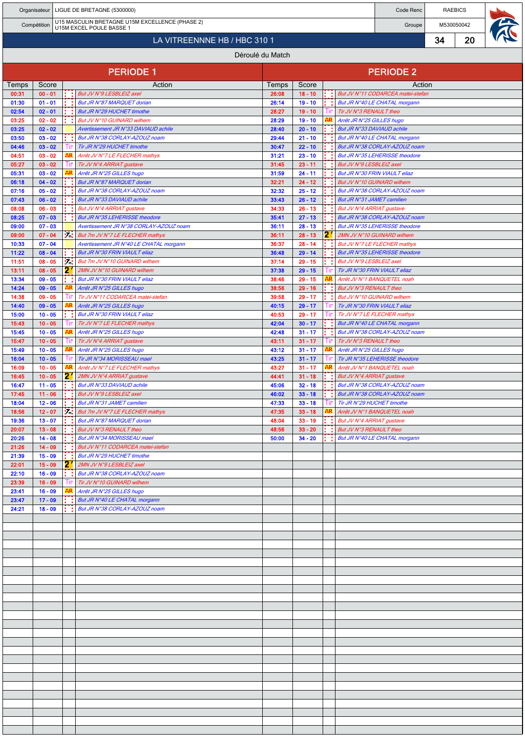| Organisateur | LIGUE DE BRETAGNE (5300000) | Code Renc | RAEBICS |
|---|---|---|---|
| Compétition | U15 MASCULIN BRETAGNE U15M EXCELLENCE (PHASE 2) U15M EXCEL POULE BASSE 1 | Groupe | M530050042 |

## LA VITREENNNE HB / HBC 310 1 — 34 — 20

### Déroulé du Match

| PERIODE 1 | | | | PERIODE 2 | | | |
|---|---|---|---|---|---|---|---|
| Temps | Score | | Action | Temps | Score | | Action |
| 00:31 | 00 - 01 | | But JV N°9 LESBLEIZ axel | 26:08 | 18 - 10 | | But JV N°11 CODARCEA matei-stefan |
| 01:30 | 01 - 01 | | But JR N°87 MARQUET dorian | 26:14 | 19 - 10 | | But JR N°40 LE CHATAL morgann |
| 02:54 | 02 - 01 | | But JR N°29 HUCHET timothe | 28:27 | 19 - 10 | Tir | Tir JV N°3 RENAULT theo |
| 03:25 | 02 - 02 | | But JV N°10 GUINARD wilhem | 28:29 | 19 - 10 | AR | Arrêt JR N°25 GILLES hugo |
| 03:25 | 02 - 02 | | Avertissement JR N°33 DAVIAUD achile | 28:40 | 20 - 10 | | But JR N°33 DAVIAUD achile |
| 03:50 | 03 - 02 | | But JR N°38 CORLAY-AZOUZ noam | 29:44 | 21 - 10 | | But JR N°40 LE CHATAL morgann |
| 04:46 | 03 - 02 | Tir | Tir JR N°29 HUCHET timothe | 30:47 | 22 - 10 | | But JR N°38 CORLAY-AZOUZ noam |
| 04:51 | 03 - 02 | AR | Arrêt JV N°7 LE FLECHER mathys | 31:21 | 23 - 10 | | But JR N°35 LEHERISSE theodore |
| 05:27 | 03 - 02 | Tir | Tir JV N°4 ARRIAT gustave | 31:45 | 23 - 11 | | But JV N°9 LESBLEIZ axel |
| 05:31 | 03 - 02 | AR | Arrêt JR N°25 GILLES hugo | 31:59 | 24 - 11 | | But JR N°30 FRIN VIAULT eliaz |
| 06:18 | 04 - 02 | | But JR N°87 MARQUET dorian | 32:21 | 24 - 12 | | But JV N°10 GUINARD wilhem |
| 07:16 | 05 - 02 | | But JR N°38 CORLAY-AZOUZ noam | 32:32 | 25 - 12 | | But JR N°38 CORLAY-AZOUZ noam |
| 07:43 | 06 - 02 | | But JR N°33 DAVIAUD achile | 33:43 | 26 - 12 | | But JR N°31 JAMET camilien |
| 08:08 | 06 - 03 | | But JV N°4 ARRIAT gustave | 34:33 | 26 - 13 | | But JV N°4 ARRIAT gustave |
| 08:25 | 07 - 03 | | But JR N°35 LEHERISSE theodore | 35:41 | 27 - 13 | | But JR N°38 CORLAY-AZOUZ noam |
| 09:00 | 07 - 03 | | Avertissement JR N°38 CORLAY-AZOUZ noam | 36:11 | 28 - 13 | | But JR N°35 LEHERISSE theodore |
| 09:00 | 07 - 04 | 7m | But 7m JV N°7 LE FLECHER mathys | 36:11 | 28 - 13 | 2' | 2MN JV N°10 GUINARD wilhem |
| 10:33 | 07 - 04 | | Avertissement JR N°40 LE CHATAL morgann | 36:37 | 28 - 14 | | But JV N°7 LE FLECHER mathys |
| 11:22 | 08 - 04 | | But JR N°30 FRIN VIAULT eliaz | 36:48 | 29 - 14 | | But JR N°35 LEHERISSE theodore |
| 11:51 | 08 - 05 | 7m | But 7m JV N°10 GUINARD wilhem | 37:14 | 29 - 15 | | But JV N°9 LESBLEIZ axel |
| 13:11 | 08 - 05 | 2' | 2MN JV N°10 GUINARD wilhem | 37:38 | 29 - 15 | Tir | Tir JR N°30 FRIN VIAULT eliaz |
| 13:34 | 09 - 05 | | But JR N°30 FRIN VIAULT eliaz | 38:46 | 29 - 15 | AR | Arrêt JV N°1 BANQUETEL noah |
| 14:24 | 09 - 05 | AR | Arrêt JR N°25 GILLES hugo | 38:56 | 29 - 16 | | But JV N°3 RENAULT theo |
| 14:38 | 09 - 05 | Tir | Tir JV N°11 CODARCEA matei-stefan | 39:58 | 29 - 17 | | But JV N°10 GUINARD wilhem |
| 14:40 | 09 - 05 | AR | Arrêt JR N°25 GILLES hugo | 40:15 | 29 - 17 | Tir | Tir JR N°30 FRIN VIAULT eliaz |
| 15:00 | 10 - 05 | | But JR N°30 FRIN VIAULT eliaz | 40:53 | 29 - 17 | Tir | Tir JV N°7 LE FLECHER mathys |
| 15:43 | 10 - 05 | Tir | Tir JV N°7 LE FLECHER mathys | 42:04 | 30 - 17 | | But JR N°40 LE CHATAL morgann |
| 15:45 | 10 - 05 | AR | Arrêt JR N°25 GILLES hugo | 42:48 | 31 - 17 | | But JR N°38 CORLAY-AZOUZ noam |
| 15:47 | 10 - 05 | Tir | Tir JV N°4 ARRIAT gustave | 43:11 | 31 - 17 | Tir | Tir JV N°3 RENAULT theo |
| 15:49 | 10 - 05 | AR | Arrêt JR N°25 GILLES hugo | 43:12 | 31 - 17 | AR | Arrêt JR N°25 GILLES hugo |
| 16:04 | 10 - 05 | Tir | Tir JR N°34 MORISSEAU mael | 43:25 | 31 - 17 | Tir | Tir JR N°35 LEHERISSE theodore |
| 16:09 | 10 - 05 | AR | Arrêt JV N°7 LE FLECHER mathys | 43:27 | 31 - 17 | AR | Arrêt JV N°1 BANQUETEL noah |
| 16:45 | 10 - 05 | 2' | 2MN JV N°4 ARRIAT gustave | 44:41 | 31 - 18 | | But JV N°4 ARRIAT gustave |
| 16:47 | 11 - 05 | | But JR N°33 DAVIAUD achile | 45:06 | 32 - 18 | | But JR N°38 CORLAY-AZOUZ noam |
| 17:45 | 11 - 06 | | But JV N°9 LESBLEIZ axel | 46:02 | 33 - 18 | | But JR N°38 CORLAY-AZOUZ noam |
| 18:04 | 12 - 06 | | But JR N°31 JAMET camilien | 47:33 | 33 - 18 | Tir | Tir JR N°29 HUCHET timothe |
| 18:56 | 12 - 07 | 7m | But 7m JV N°7 LE FLECHER mathys | 47:35 | 33 - 18 | AR | Arrêt JV N°1 BANQUETEL noah |
| 19:36 | 13 - 07 | | But JR N°87 MARQUET dorian | 48:04 | 33 - 19 | | But JV N°4 ARRIAT gustave |
| 20:07 | 13 - 08 | | But JV N°3 RENAULT theo | 48:56 | 33 - 20 | | But JV N°3 RENAULT theo |
| 20:26 | 14 - 08 | | But JR N°34 MORISSEAU mael | 50:00 | 34 - 20 | | But JR N°40 LE CHATAL morgann |
| 21:26 | 14 - 09 | | But JV N°11 CODARCEA matei-stefan | | | | |
| 21:39 | 15 - 09 | | But JR N°29 HUCHET timothe | | | | |
| 22:01 | 15 - 09 | 2' | 2MN JV N°9 LESBLEIZ axel | | | | |
| 22:10 | 16 - 09 | | But JR N°38 CORLAY-AZOUZ noam | | | | |
| 23:39 | 16 - 09 | Tir | Tir JV N°10 GUINARD wilhem | | | | |
| 23:41 | 16 - 09 | AR | Arrêt JR N°25 GILLES hugo | | | | |
| 23:47 | 17 - 09 | | But JR N°40 LE CHATAL morgann | | | | |
| 24:21 | 18 - 09 | | But JR N°38 CORLAY-AZOUZ noam | | | | |